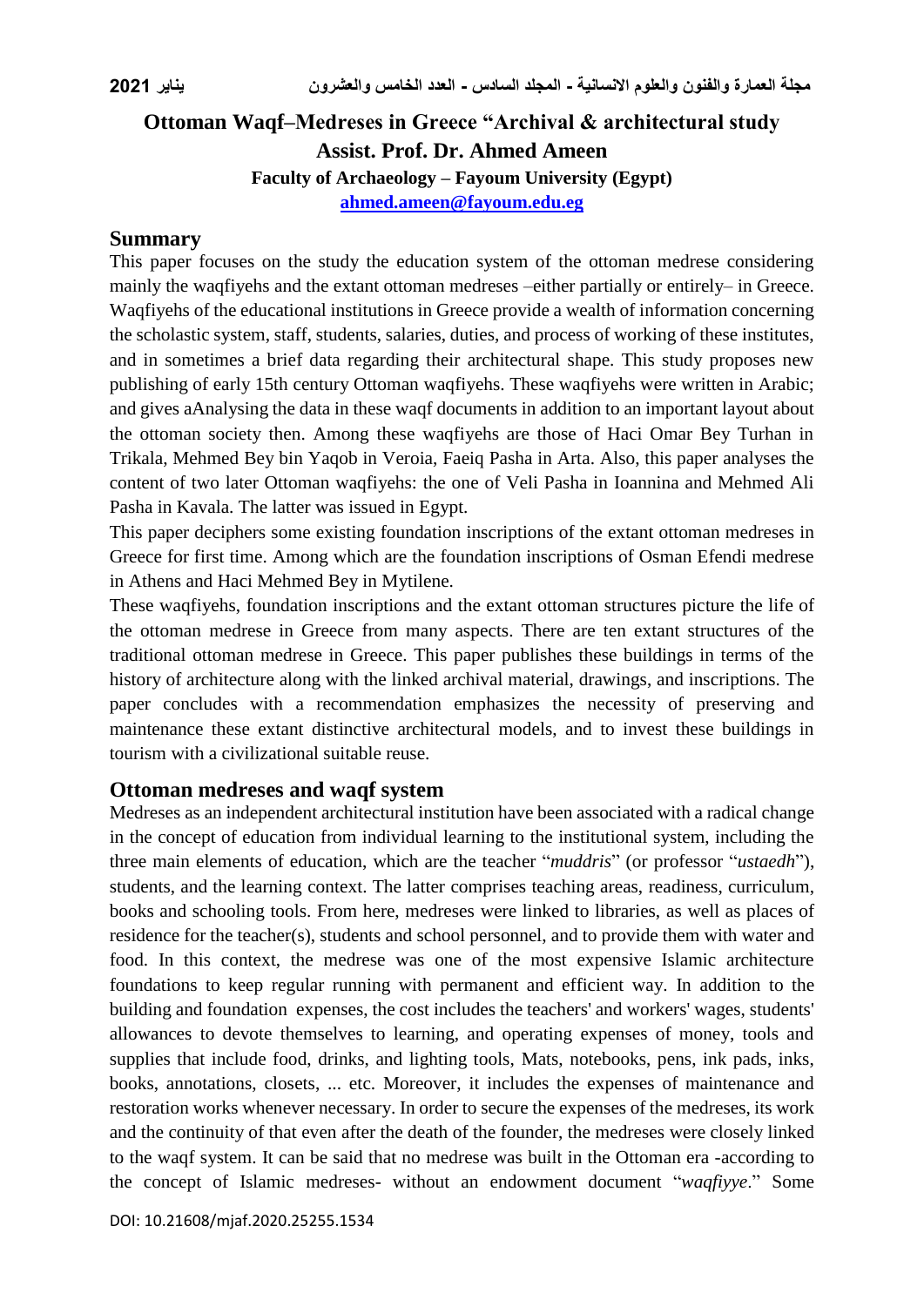# Ottoman Waqf–Medreses in Greece "Archival & architectural study

**Assist. Prof. Dr. Ahmed Ameen**

**Faculty of Archaeology – Fayoum University (Egypt)**

**ahmed.ameen@fayoum.edu.eg**

## Summary

This paper focuses on the study the education system of the ottoman medrese considering mainly the waqfiyehs and the extant ottoman medreses –either partially or entirely– in Greece. Waqfiyehs of the educational institutions in Greece provide a wealth of information concerning the scholastic system, staff, students, salaries, duties, and process of working of these institutes, and in sometimes a brief data regarding their architectural shape. This study proposes new publishing of early 15th century Ottoman waqfiyehs. These waqfiyehs were written in Arabic; and gives aAnalysing the data in these waqf documents in addition to an important layout about the ottoman society then. Among these waqfiyehs are those of Haci Omar Bey Turhan in Trikala, Mehmed Bey bin Yaqob in Veroia, Faeiq Pasha in Arta. Also, this paper analyses the content of two later Ottoman waqfiyehs: the one of Veli Pasha in Ioannina and Mehmed Ali Pasha in Kavala. The latter was issued in Egypt.

This paper deciphers some existing foundation inscriptions of the extant ottoman medreses in Greece for first time. Among which are the foundation inscriptions of Osman Efendi medrese in Athens and Haci Mehmed Bey in Mytilene.

These waqfiyehs, foundation inscriptions and the extant ottoman structures picture the life of the ottoman medrese in Greece from many aspects. There are ten extant structures of the traditional ottoman medrese in Greece. This paper publishes these buildings in terms of the history of architecture along with the linked archival material, drawings, and inscriptions. The paper concludes with a recommendation emphasizes the necessity of preserving and maintenance these extant distinctive architectural models, and to invest these buildings in tourism with a civilizational suitable reuse.

## Ottoman medreses and waqf system

Medreses as an independent architectural institution have been associated with a radical change in the concept of education from individual learning to the institutional system, including the three main elements of education, which are the teacher "*muddris*" (or professor "*ustaedh*"), students, and the learning context. The latter comprises teaching areas, readiness, curriculum, books and schooling tools. From here, medreses were linked to libraries, as well as places of residence for the teacher(s), students and school personnel, and to provide them with water and food. In this context, the medrese was one of the most expensive Islamic architecture foundations to keep regular running with permanent and efficient way. In addition to the building and foundation expenses, the cost includes the teachers' and workers' wages, students' allowances to devote themselves to learning, and operating expenses of money, tools and supplies that include food, drinks, and lighting tools, Mats, notebooks, pens, ink pads, inks, books, annotations, closets, ... etc. Moreover, it includes the expenses of maintenance and restoration works whenever necessary. In order to secure the expenses of the medreses, its work and the continuity of that even after the death of the founder, the medreses were closely linked to the waqf system. It can be said that no medrese was built in the Ottoman era -according to the concept of Islamic medreses- without an endowment document "*waqfiyye*." Some

DOI: 10.21608/mjaf.2020.25255.1534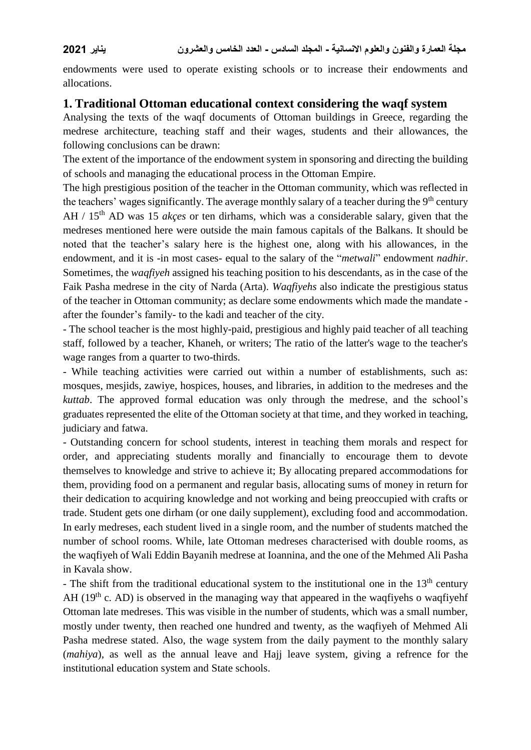endowments were used to operate existing schools or to increase their endowments and allocations.

## 1. Traditional Ottoman educational context considering the waqf system

Analysing the texts of the waqf documents of Ottoman buildings in Greece, regarding the medrese architecture, teaching staff and their wages, students and their allowances, the following conclusions can be drawn:

The extent of the importance of the endowment system in sponsoring and directing the building of schools and managing the educational process in the Ottoman Empire.

The high prestigious position of the teacher in the Ottoman community, which was reflected in the teachers' wages significantly. The average monthly salary of a teacher during the 9th century AH / 15th AD was 15 *akçes* or ten dirhams, which was a considerable salary, given that the medreses mentioned here were outside the main famous capitals of the Balkans. It should be noted that the teacher's salary here is the highest one, along with his allowances, in the endowment, and it is -in most cases- equal to the salary of the "*metwali*" endowment *nadhir*. Sometimes, the *waqfiyeh* assigned his teaching position to his descendants, as in the case of the Faik Pasha medrese in the city of Narda (Arta). *Waqfiyehs* also indicate the prestigious status of the teacher in Ottoman community; as declare some endowments which made the mandate - after the founder's family- to the kadi and teacher of the city.

- The school teacher is the most highly-paid, prestigious and highly paid teacher of all teaching staff, followed by a teacher, Khaneh, or writers; The ratio of the latter's wage to the teacher's wage ranges from a quarter to two-thirds.
- While teaching activities were carried out within a number of establishments, such as: mosques, mesjids, zawiye, hospices, houses, and libraries, in addition to the medreses and the *kuttab*. The approved formal education was only through the medrese, and the school's graduates represented the elite of the Ottoman society at that time, and they worked in teaching, judiciary and fatwa.
- Outstanding concern for school students, interest in teaching them morals and respect for order, and appreciating students morally and financially to encourage them to devote themselves to knowledge and strive to achieve it; By allocating prepared accommodations for them, providing food on a permanent and regular basis, allocating sums of money in return for their dedication to acquiring knowledge and not working and being preoccupied with crafts or trade. Student gets one dirham (or one daily supplement), excluding food and accommodation. In early medreses, each student lived in a single room, and the number of students matched the number of school rooms. While, late Ottoman medreses characterised with double rooms, as the waqfiyeh of Wali Eddin Bayanih medrese at Ioannina, and the one of the Mehmed Ali Pasha in Kavala show.
- The shift from the traditional educational system to the institutional one in the 13th century AH (19th c. AD) is observed in the managing way that appeared in the waqfiyehs o waqfiyehf Ottoman late medreses. This was visible in the number of students, which was a small number, mostly under twenty, then reached one hundred and twenty, as the waqfiyeh of Mehmed Ali Pasha medrese stated. Also, the wage system from the daily payment to the monthly salary (*mahiya*), as well as the annual leave and Hajj leave system, giving a refrence for the institutional education system and State schools.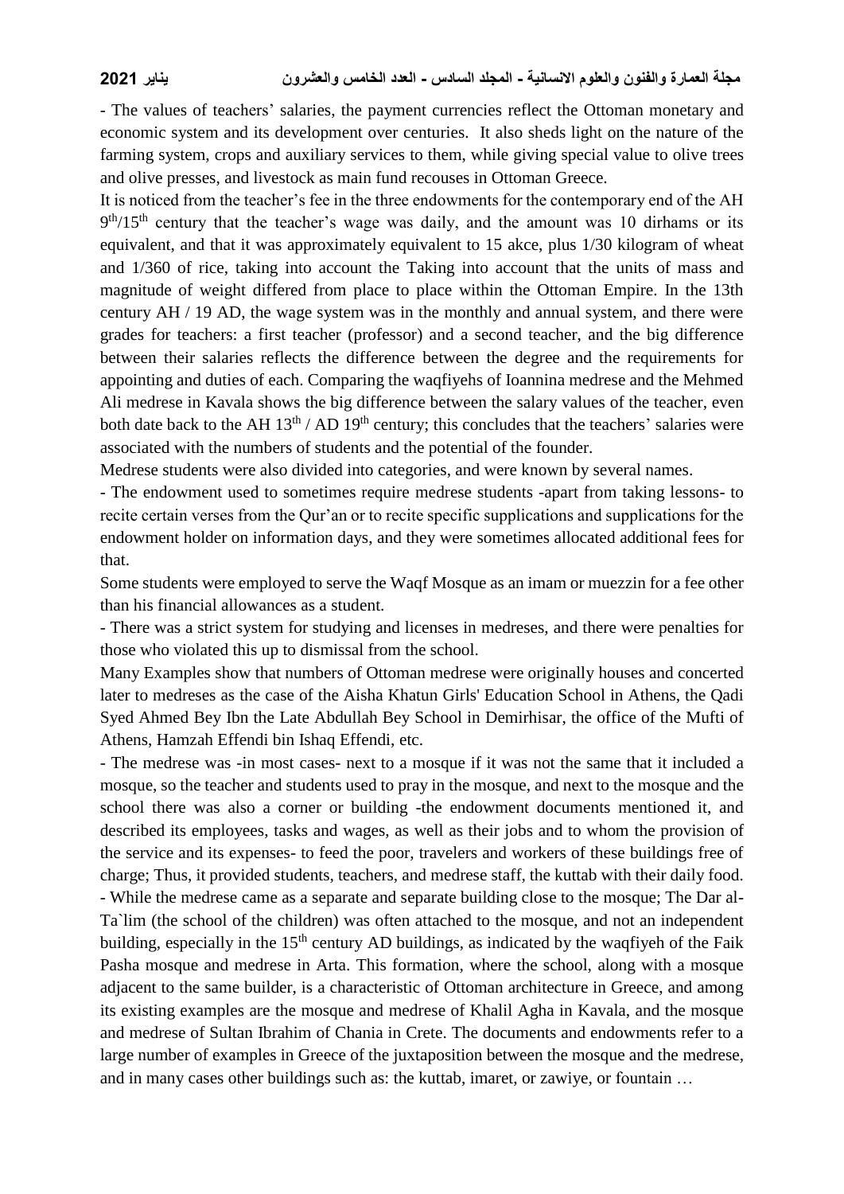- The values of teachers' salaries, the payment currencies reflect the Ottoman monetary and economic system and its development over centuries. It also sheds light on the nature of the farming system, crops and auxiliary services to them, while giving special value to olive trees and olive presses, and livestock as main fund recouses in Ottoman Greece.

It is noticed from the teacher's fee in the three endowments for the contemporary end of the AH 9th/15th century that the teacher's wage was daily, and the amount was 10 dirhams or its equivalent, and that it was approximately equivalent to 15 akce, plus 1/30 kilogram of wheat and 1/360 of rice, taking into account the Taking into account that the units of mass and magnitude of weight differed from place to place within the Ottoman Empire. In the 13th century AH / 19 AD, the wage system was in the monthly and annual system, and there were grades for teachers: a first teacher (professor) and a second teacher, and the big difference between their salaries reflects the difference between the degree and the requirements for appointing and duties of each. Comparing the waqfiyehs of Ioannina medrese and the Mehmed Ali medrese in Kavala shows the big difference between the salary values of the teacher, even both date back to the AH 13th / AD 19th century; this concludes that the teachers' salaries were associated with the numbers of students and the potential of the founder.

Medrese students were also divided into categories, and were known by several names.

- The endowment used to sometimes require medrese students -apart from taking lessons- to recite certain verses from the Qur'an or to recite specific supplications and supplications for the endowment holder on information days, and they were sometimes allocated additional fees for that.

Some students were employed to serve the Waqf Mosque as an imam or muezzin for a fee other than his financial allowances as a student.

- There was a strict system for studying and licenses in medreses, and there were penalties for those who violated this up to dismissal from the school.

Many Examples show that numbers of Ottoman medrese were originally houses and concerted later to medreses as the case of the Aisha Khatun Girls' Education School in Athens, the Qadi Syed Ahmed Bey Ibn the Late Abdullah Bey School in Demirhisar, the office of the Mufti of Athens, Hamzah Effendi bin Ishaq Effendi, etc.

- The medrese was -in most cases- next to a mosque if it was not the same that it included a mosque, so the teacher and students used to pray in the mosque, and next to the mosque and the school there was also a corner or building -the endowment documents mentioned it, and described its employees, tasks and wages, as well as their jobs and to whom the provision of the service and its expenses- to feed the poor, travelers and workers of these buildings free of charge; Thus, it provided students, teachers, and medrese staff, the kuttab with their daily food.

- While the medrese came as a separate and separate building close to the mosque; The Dar al-Ta`lim (the school of the children) was often attached to the mosque, and not an independent building, especially in the 15th century AD buildings, as indicated by the waqfiyeh of the Faik Pasha mosque and medrese in Arta. This formation, where the school, along with a mosque adjacent to the same builder, is a characteristic of Ottoman architecture in Greece, and among its existing examples are the mosque and medrese of Khalil Agha in Kavala, and the mosque and medrese of Sultan Ibrahim of Chania in Crete. The documents and endowments refer to a large number of examples in Greece of the juxtaposition between the mosque and the medrese, and in many cases other buildings such as: the kuttab, imaret, or zawiye, or fountain …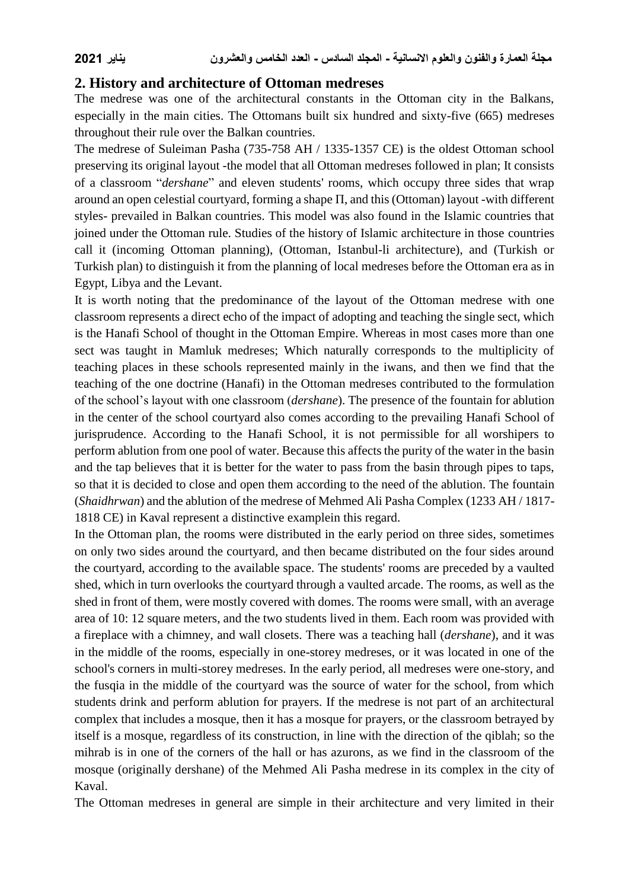## 2. History and architecture of Ottoman medreses

The medrese was one of the architectural constants in the Ottoman city in the Balkans, especially in the main cities. The Ottomans built six hundred and sixty-five (665) medreses throughout their rule over the Balkan countries.

The medrese of Suleiman Pasha (735-758 AH / 1335-1357 CE) is the oldest Ottoman school preserving its original layout -the model that all Ottoman medreses followed in plan; It consists of a classroom "*dershane*" and eleven students' rooms, which occupy three sides that wrap around an open celestial courtyard, forming a shape Π, and this (Ottoman) layout -with different styles- prevailed in Balkan countries. This model was also found in the Islamic countries that joined under the Ottoman rule. Studies of the history of Islamic architecture in those countries call it (incoming Ottoman planning), (Ottoman, Istanbul-li architecture), and (Turkish or Turkish plan) to distinguish it from the planning of local medreses before the Ottoman era as in Egypt, Libya and the Levant.

It is worth noting that the predominance of the layout of the Ottoman medrese with one classroom represents a direct echo of the impact of adopting and teaching the single sect, which is the Hanafi School of thought in the Ottoman Empire. Whereas in most cases more than one sect was taught in Mamluk medreses; Which naturally corresponds to the multiplicity of teaching places in these schools represented mainly in the iwans, and then we find that the teaching of the one doctrine (Hanafi) in the Ottoman medreses contributed to the formulation of the school's layout with one classroom (*dershane*). The presence of the fountain for ablution in the center of the school courtyard also comes according to the prevailing Hanafi School of jurisprudence. According to the Hanafi School, it is not permissible for all worshipers to perform ablution from one pool of water. Because this affects the purity of the water in the basin and the tap believes that it is better for the water to pass from the basin through pipes to taps, so that it is decided to close and open them according to the need of the ablution. The fountain (*Shaidhrwan*) and the ablution of the medrese of Mehmed Ali Pasha Complex (1233 AH / 1817-1818 CE) in Kaval represent a distinctive examplein this regard.

In the Ottoman plan, the rooms were distributed in the early period on three sides, sometimes on only two sides around the courtyard, and then became distributed on the four sides around the courtyard, according to the available space. The students' rooms are preceded by a vaulted shed, which in turn overlooks the courtyard through a vaulted arcade. The rooms, as well as the shed in front of them, were mostly covered with domes. The rooms were small, with an average area of 10: 12 square meters, and the two students lived in them. Each room was provided with a fireplace with a chimney, and wall closets. There was a teaching hall (*dershane*), and it was in the middle of the rooms, especially in one-storey medreses, or it was located in one of the school's corners in multi-storey medreses. In the early period, all medreses were one-story, and the fusqia in the middle of the courtyard was the source of water for the school, from which students drink and perform ablution for prayers. If the medrese is not part of an architectural complex that includes a mosque, then it has a mosque for prayers, or the classroom betrayed by itself is a mosque, regardless of its construction, in line with the direction of the qiblah; so the mihrab is in one of the corners of the hall or has azurons, as we find in the classroom of the mosque (originally dershane) of the Mehmed Ali Pasha medrese in its complex in the city of Kaval.

The Ottoman medreses in general are simple in their architecture and very limited in their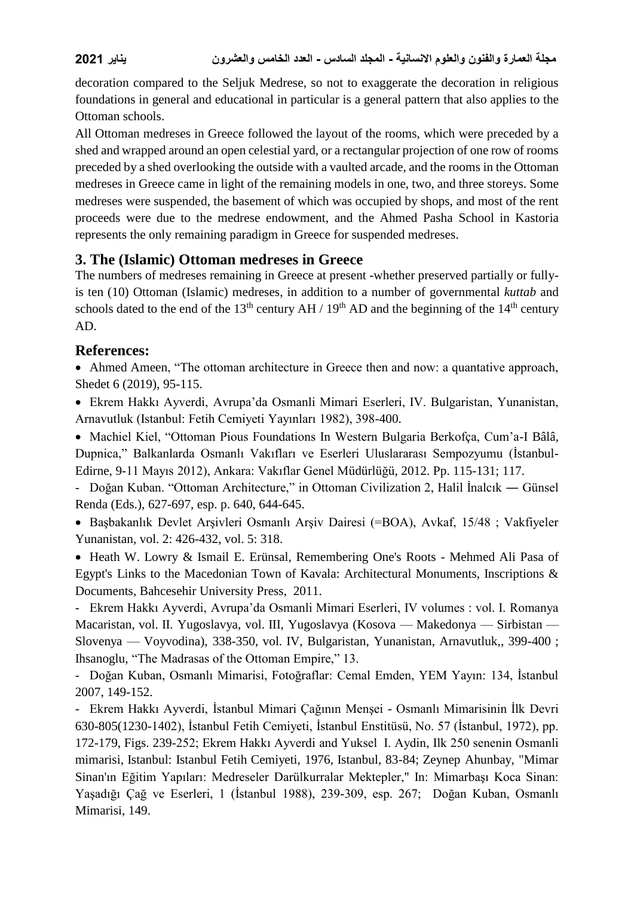decoration compared to the Seljuk Medrese, so not to exaggerate the decoration in religious foundations in general and educational in particular is a general pattern that also applies to the Ottoman schools.

All Ottoman medreses in Greece followed the layout of the rooms, which were preceded by a shed and wrapped around an open celestial yard, or a rectangular projection of one row of rooms preceded by a shed overlooking the outside with a vaulted arcade, and the rooms in the Ottoman medreses in Greece came in light of the remaining models in one, two, and three storeys. Some medreses were suspended, the basement of which was occupied by shops, and most of the rent proceeds were due to the medrese endowment, and the Ahmed Pasha School in Kastoria represents the only remaining paradigm in Greece for suspended medreses.

## 3. The (Islamic) Ottoman medreses in Greece

The numbers of medreses remaining in Greece at present -whether preserved partially or fully- is ten (10) Ottoman (Islamic) medreses, in addition to a number of governmental *kuttab* and schools dated to the end of the 13th century AH / 19th AD and the beginning of the 14th century AD.

## References:

- Ahmed Ameen, "The ottoman architecture in Greece then and now: a quantative approach, Shedet 6 (2019), 95-115.
- Ekrem Hakkı Ayverdi, Avrupa'da Osmanli Mimari Eserleri, IV. Bulgaristan, Yunanistan, Arnavutluk (Istanbul: Fetih Cemiyeti Yayınları 1982), 398-400.
- Machiel Kiel, "Ottoman Pious Foundations In Western Bulgaria Berkofça, Cum'a-I Bâlâ, Dupnica," Balkanlarda Osmanlı Vakıfları ve Eserleri Uluslararası Sempozyumu (İstanbul-Edirne, 9-11 Mayıs 2012), Ankara: Vakıflar Genel Müdürlüğü, 2012. Pp. 115-131; 117.

- Doğan Kuban. "Ottoman Architecture," in Ottoman Civilization 2, Halil İnalcık ― Günsel Renda (Eds.), 627-697, esp. p. 640, 644-645.

- Başbakanlık Devlet Arşivleri Osmanlı Arşiv Dairesi (=BOA), Avkaf, 15/48 ; Vakfiyeler Yunanistan, vol. 2: 426-432, vol. 5: 318.
- Heath W. Lowry & Ismail E. Erünsal, Remembering One's Roots - Mehmed Ali Pasa of Egypt's Links to the Macedonian Town of Kavala: Architectural Monuments, Inscriptions & Documents, Bahcesehir University Press, 2011.

- Ekrem Hakkı Ayverdi, Avrupa'da Osmanli Mimari Eserleri, IV volumes : vol. I. Romanya Macaristan, vol. II. Yugoslavya, vol. III, Yugoslavya (Kosova — Makedonya — Sirbistan — Slovenya — Voyvodina), 338-350, vol. IV, Bulgaristan, Yunanistan, Arnavutluk,, 399-400 ; Ihsanoglu, "The Madrasas of the Ottoman Empire," 13.

- Doğan Kuban, Osmanlı Mimarisi, Fotoğraflar: Cemal Emden, YEM Yayın: 134, İstanbul 2007, 149-152.

- Ekrem Hakkı Ayverdi, İstanbul Mimari Çağının Menşei - Osmanlı Mimarisinin İlk Devri 630-805(1230-1402), İstanbul Fetih Cemiyeti, İstanbul Enstitüsü, No. 57 (İstanbul, 1972), pp. 172-179, Figs. 239-252; Ekrem Hakkı Ayverdi and Yuksel I. Aydin, Ilk 250 senenin Osmanli mimarisi, Istanbul: Istanbul Fetih Cemiyeti, 1976, Istanbul, 83-84; Zeynep Ahunbay, "Mimar Sinan'ın Eğitim Yapıları: Medreseler Darülkurralar Mektepler," In: Mimarbaşı Koca Sinan: Yaşadığı Çağ ve Eserleri, 1 (İstanbul 1988), 239-309, esp. 267; Doğan Kuban, Osmanlı Mimarisi, 149.